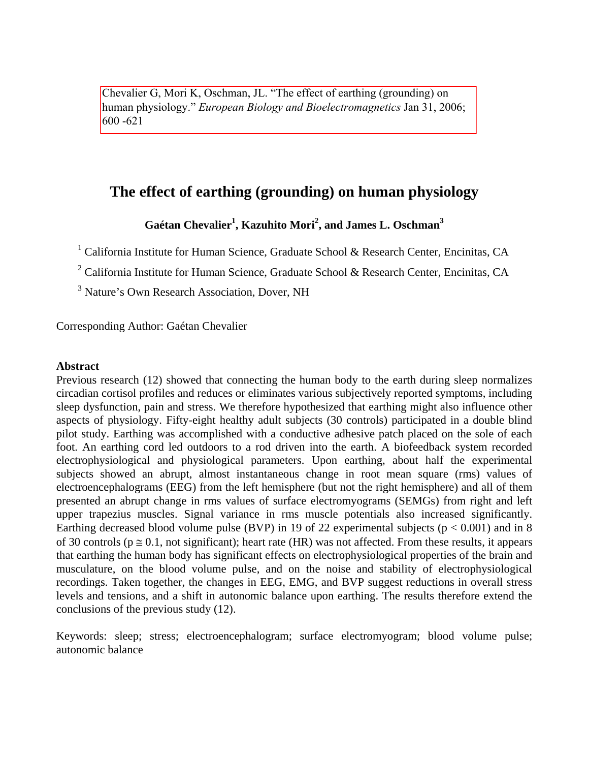Chevalier G, Mori K, Oschman, JL. "The effect of earthing (grounding) on human physiology." *European Biology and Bioelectromagnetics* Jan 31, 2006; 600 -621

# The effect of earthing (grounding) on human physiology

**Gaétan Chevalier[1], Kazuhito Mori[2], and James L. Oschman[3]**

[1] California Institute for Human Science, Graduate School & Research Center, Encinitas, CA

[2] California Institute for Human Science, Graduate School & Research Center, Encinitas, CA

[3] Nature's Own Research Association, Dover, NH

Corresponding Author: Gaétan Chevalier

**Abstract**

Previous research (12) showed that connecting the human body to the earth during sleep normalizes circadian cortisol profiles and reduces or eliminates various subjectively reported symptoms, including sleep dysfunction, pain and stress. We therefore hypothesized that earthing might also influence other aspects of physiology. Fifty-eight healthy adult subjects (30 controls) participated in a double blind pilot study. Earthing was accomplished with a conductive adhesive patch placed on the sole of each foot. An earthing cord led outdoors to a rod driven into the earth. A biofeedback system recorded electrophysiological and physiological parameters. Upon earthing, about half the experimental subjects showed an abrupt, almost instantaneous change in root mean square (rms) values of electroencephalograms (EEG) from the left hemisphere (but not the right hemisphere) and all of them presented an abrupt change in rms values of surface electromyograms (SEMGs) from right and left upper trapezius muscles. Signal variance in rms muscle potentials also increased significantly. Earthing decreased blood volume pulse (BVP) in 19 of 22 experimental subjects ($p < 0.001$) and in 8 of 30 controls ($p \cong 0.1$, not significant); heart rate (HR) was not affected. From these results, it appears that earthing the human body has significant effects on electrophysiological properties of the brain and musculature, on the blood volume pulse, and on the noise and stability of electrophysiological recordings. Taken together, the changes in EEG, EMG, and BVP suggest reductions in overall stress levels and tensions, and a shift in autonomic balance upon earthing. The results therefore extend the conclusions of the previous study (12).

Keywords: sleep; stress; electroencephalogram; surface electromyogram; blood volume pulse; autonomic balance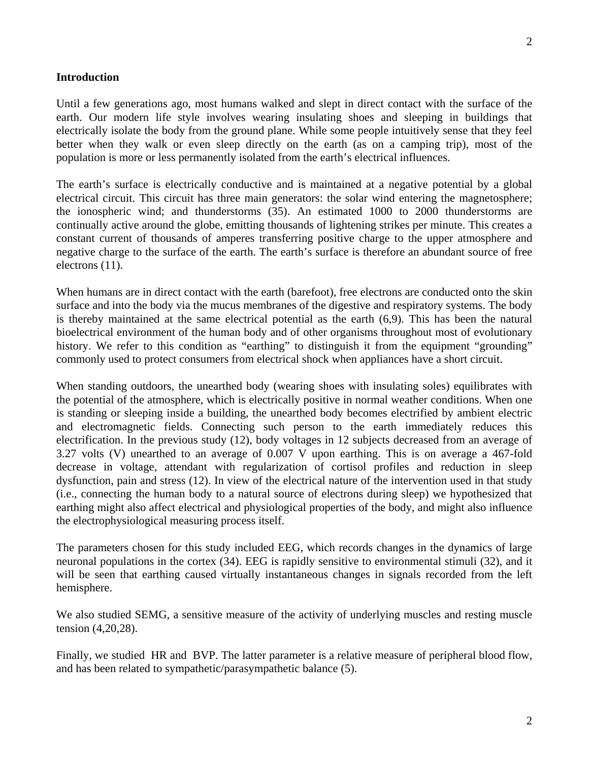## Introduction

Until a few generations ago, most humans walked and slept in direct contact with the surface of the earth. Our modern life style involves wearing insulating shoes and sleeping in buildings that electrically isolate the body from the ground plane. While some people intuitively sense that they feel better when they walk or even sleep directly on the earth (as on a camping trip), most of the population is more or less permanently isolated from the earth's electrical influences.

The earth's surface is electrically conductive and is maintained at a negative potential by a global electrical circuit. This circuit has three main generators: the solar wind entering the magnetosphere; the ionospheric wind; and thunderstorms (35). An estimated 1000 to 2000 thunderstorms are continually active around the globe, emitting thousands of lightening strikes per minute. This creates a constant current of thousands of amperes transferring positive charge to the upper atmosphere and negative charge to the surface of the earth. The earth's surface is therefore an abundant source of free electrons (11).

When humans are in direct contact with the earth (barefoot), free electrons are conducted onto the skin surface and into the body via the mucus membranes of the digestive and respiratory systems. The body is thereby maintained at the same electrical potential as the earth (6,9). This has been the natural bioelectrical environment of the human body and of other organisms throughout most of evolutionary history. We refer to this condition as "earthing" to distinguish it from the equipment "grounding" commonly used to protect consumers from electrical shock when appliances have a short circuit.

When standing outdoors, the unearthed body (wearing shoes with insulating soles) equilibrates with the potential of the atmosphere, which is electrically positive in normal weather conditions. When one is standing or sleeping inside a building, the unearthed body becomes electrified by ambient electric and electromagnetic fields. Connecting such person to the earth immediately reduces this electrification. In the previous study (12), body voltages in 12 subjects decreased from an average of 3.27 volts (V) unearthed to an average of 0.007 V upon earthing. This is on average a 467-fold decrease in voltage, attendant with regularization of cortisol profiles and reduction in sleep dysfunction, pain and stress (12). In view of the electrical nature of the intervention used in that study (i.e., connecting the human body to a natural source of electrons during sleep) we hypothesized that earthing might also affect electrical and physiological properties of the body, and might also influence the electrophysiological measuring process itself.

The parameters chosen for this study included EEG, which records changes in the dynamics of large neuronal populations in the cortex (34). EEG is rapidly sensitive to environmental stimuli (32), and it will be seen that earthing caused virtually instantaneous changes in signals recorded from the left hemisphere.

We also studied SEMG, a sensitive measure of the activity of underlying muscles and resting muscle tension (4,20,28).

Finally, we studied HR and BVP. The latter parameter is a relative measure of peripheral blood flow, and has been related to sympathetic/parasympathetic balance (5).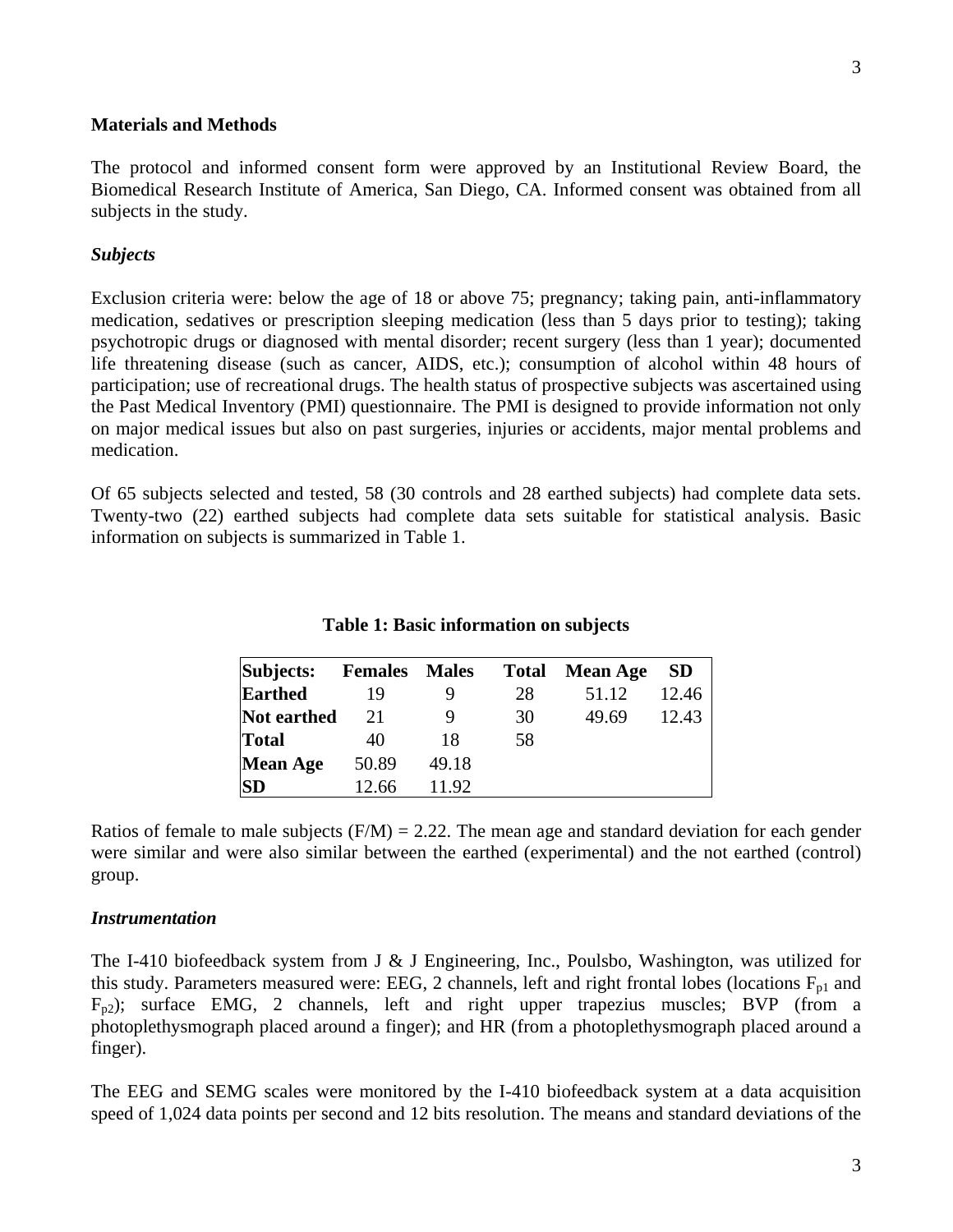## Materials and Methods

The protocol and informed consent form were approved by an Institutional Review Board, the Biomedical Research Institute of America, San Diego, CA. Informed consent was obtained from all subjects in the study.

### *Subjects*

Exclusion criteria were: below the age of 18 or above 75; pregnancy; taking pain, anti-inflammatory medication, sedatives or prescription sleeping medication (less than 5 days prior to testing); taking psychotropic drugs or diagnosed with mental disorder; recent surgery (less than 1 year); documented life threatening disease (such as cancer, AIDS, etc.); consumption of alcohol within 48 hours of participation; use of recreational drugs. The health status of prospective subjects was ascertained using the Past Medical Inventory (PMI) questionnaire. The PMI is designed to provide information not only on major medical issues but also on past surgeries, injuries or accidents, major mental problems and medication.

Of 65 subjects selected and tested, 58 (30 controls and 28 earthed subjects) had complete data sets. Twenty-two (22) earthed subjects had complete data sets suitable for statistical analysis. Basic information on subjects is summarized in Table 1.

**Table 1: Basic information on subjects**

| Subjects: | Females | Males | Total | Mean Age | SD |
|---|---|---|---|---|---|
| **Earthed** | 19 | 9 | 28 | 51.12 | 12.46 |
| **Not earthed** | 21 | 9 | 30 | 49.69 | 12.43 |
| **Total** | 40 | 18 | 58 | | |
| **Mean Age** | 50.89 | 49.18 | | | |
| **SD** | 12.66 | 11.92 | | | |

Ratios of female to male subjects (F/M) = 2.22. The mean age and standard deviation for each gender were similar and were also similar between the earthed (experimental) and the not earthed (control) group.

### *Instrumentation*

The I-410 biofeedback system from J & J Engineering, Inc., Poulsbo, Washington, was utilized for this study. Parameters measured were: EEG, 2 channels, left and right frontal lobes (locations $F_{p1}$ and $F_{p2}$); surface EMG, 2 channels, left and right upper trapezius muscles; BVP (from a photoplethysmograph placed around a finger); and HR (from a photoplethysmograph placed around a finger).

The EEG and SEMG scales were monitored by the I-410 biofeedback system at a data acquisition speed of 1,024 data points per second and 12 bits resolution. The means and standard deviations of the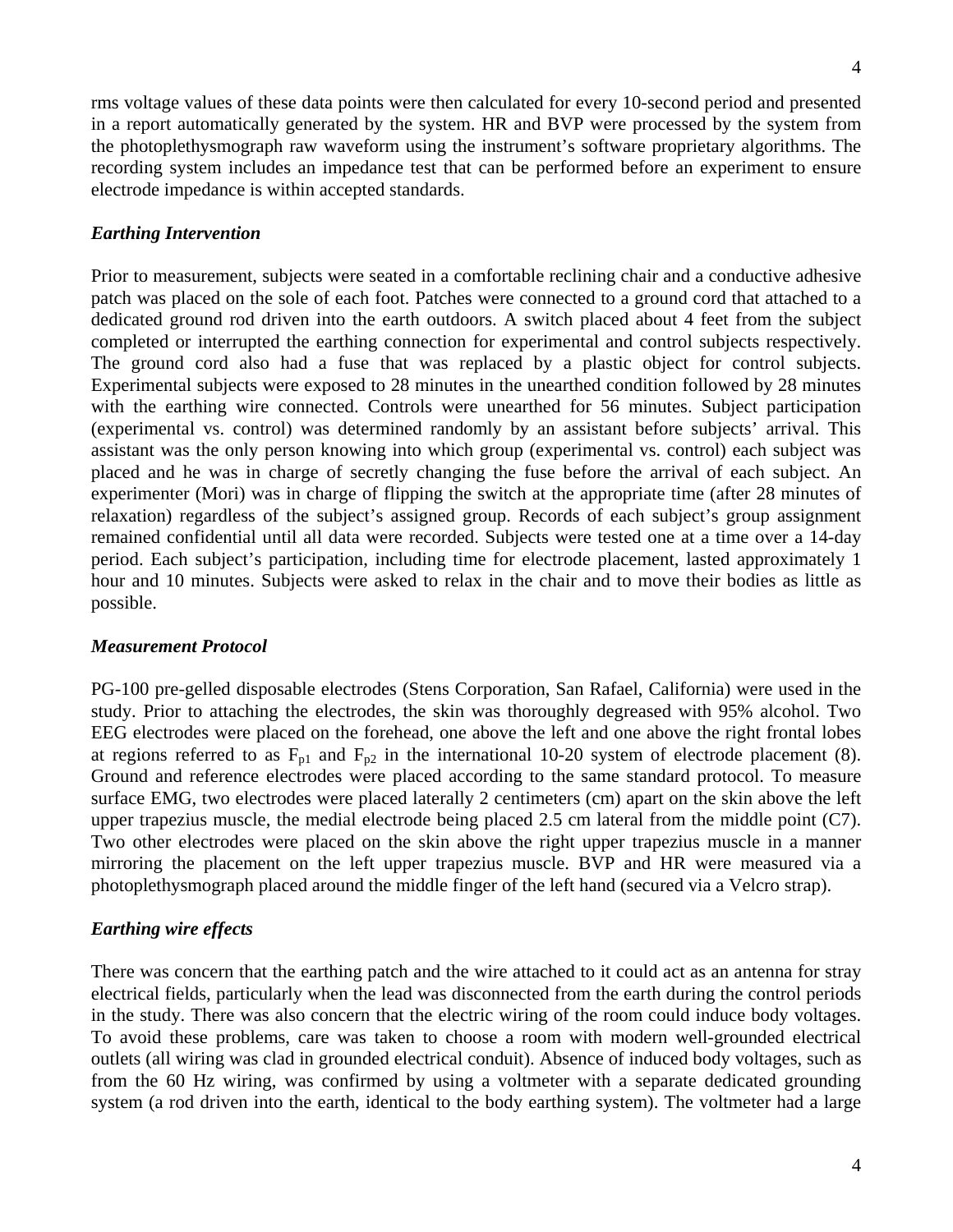rms voltage values of these data points were then calculated for every 10-second period and presented in a report automatically generated by the system. HR and BVP were processed by the system from the photoplethysmograph raw waveform using the instrument's software proprietary algorithms. The recording system includes an impedance test that can be performed before an experiment to ensure electrode impedance is within accepted standards.

### *Earthing Intervention*

Prior to measurement, subjects were seated in a comfortable reclining chair and a conductive adhesive patch was placed on the sole of each foot. Patches were connected to a ground cord that attached to a dedicated ground rod driven into the earth outdoors. A switch placed about 4 feet from the subject completed or interrupted the earthing connection for experimental and control subjects respectively. The ground cord also had a fuse that was replaced by a plastic object for control subjects. Experimental subjects were exposed to 28 minutes in the unearthed condition followed by 28 minutes with the earthing wire connected. Controls were unearthed for 56 minutes. Subject participation (experimental vs. control) was determined randomly by an assistant before subjects' arrival. This assistant was the only person knowing into which group (experimental vs. control) each subject was placed and he was in charge of secretly changing the fuse before the arrival of each subject. An experimenter (Mori) was in charge of flipping the switch at the appropriate time (after 28 minutes of relaxation) regardless of the subject's assigned group. Records of each subject's group assignment remained confidential until all data were recorded. Subjects were tested one at a time over a 14-day period. Each subject's participation, including time for electrode placement, lasted approximately 1 hour and 10 minutes. Subjects were asked to relax in the chair and to move their bodies as little as possible.

### *Measurement Protocol*

PG-100 pre-gelled disposable electrodes (Stens Corporation, San Rafael, California) were used in the study. Prior to attaching the electrodes, the skin was thoroughly degreased with 95% alcohol. Two EEG electrodes were placed on the forehead, one above the left and one above the right frontal lobes at regions referred to as $F_{p1}$ and $F_{p2}$ in the international 10-20 system of electrode placement (8). Ground and reference electrodes were placed according to the same standard protocol. To measure surface EMG, two electrodes were placed laterally 2 centimeters (cm) apart on the skin above the left upper trapezius muscle, the medial electrode being placed 2.5 cm lateral from the middle point (C7). Two other electrodes were placed on the skin above the right upper trapezius muscle in a manner mirroring the placement on the left upper trapezius muscle. BVP and HR were measured via a photoplethysmograph placed around the middle finger of the left hand (secured via a Velcro strap).

### *Earthing wire effects*

There was concern that the earthing patch and the wire attached to it could act as an antenna for stray electrical fields, particularly when the lead was disconnected from the earth during the control periods in the study. There was also concern that the electric wiring of the room could induce body voltages. To avoid these problems, care was taken to choose a room with modern well-grounded electrical outlets (all wiring was clad in grounded electrical conduit). Absence of induced body voltages, such as from the 60 Hz wiring, was confirmed by using a voltmeter with a separate dedicated grounding system (a rod driven into the earth, identical to the body earthing system). The voltmeter had a large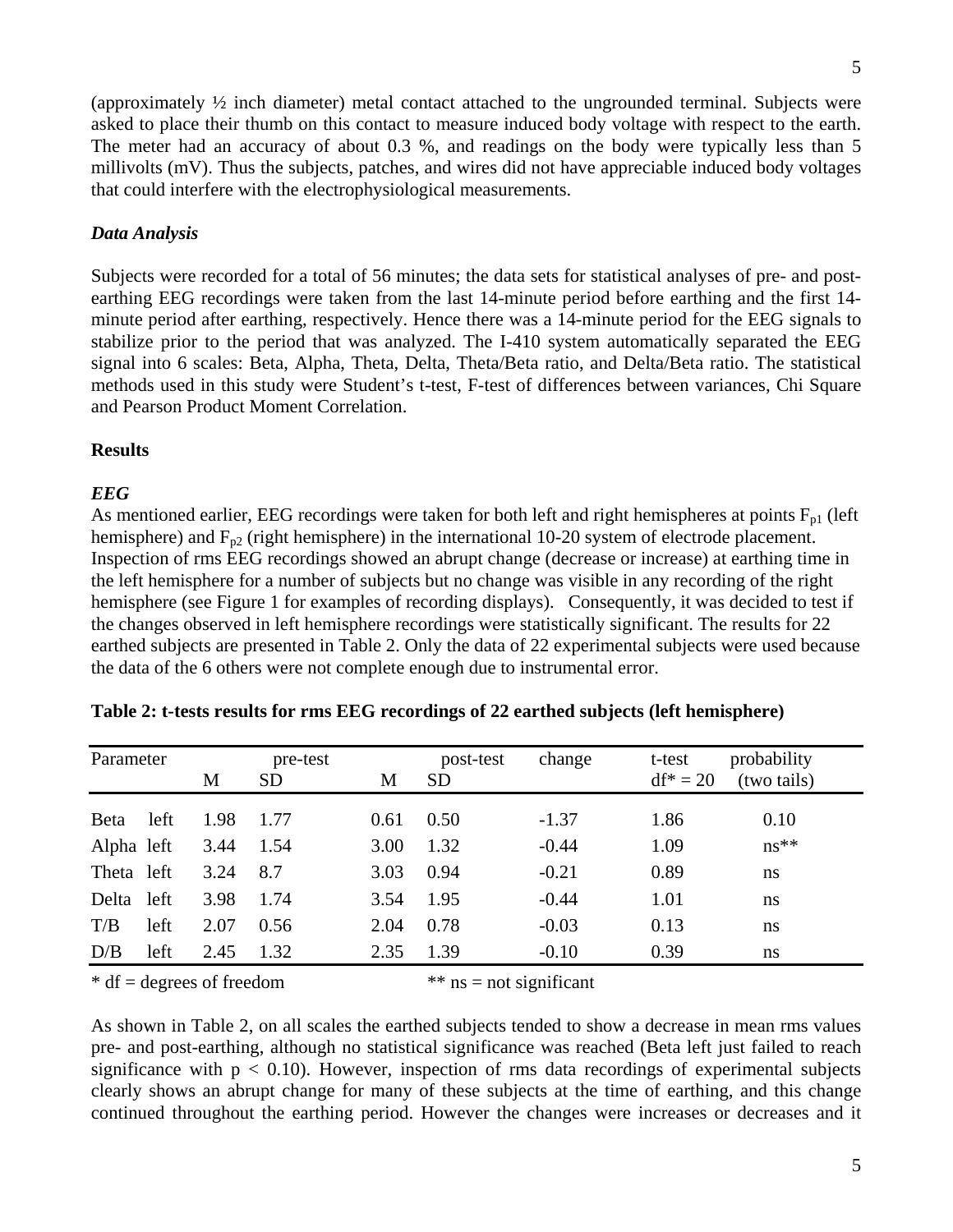(approximately ½ inch diameter) metal contact attached to the ungrounded terminal. Subjects were asked to place their thumb on this contact to measure induced body voltage with respect to the earth. The meter had an accuracy of about 0.3 %, and readings on the body were typically less than 5 millivolts (mV). Thus the subjects, patches, and wires did not have appreciable induced body voltages that could interfere with the electrophysiological measurements.

### *Data Analysis*

Subjects were recorded for a total of 56 minutes; the data sets for statistical analyses of pre- and post-earthing EEG recordings were taken from the last 14-minute period before earthing and the first 14-minute period after earthing, respectively. Hence there was a 14-minute period for the EEG signals to stabilize prior to the period that was analyzed. The I-410 system automatically separated the EEG signal into 6 scales: Beta, Alpha, Theta, Delta, Theta/Beta ratio, and Delta/Beta ratio. The statistical methods used in this study were Student's t-test, F-test of differences between variances, Chi Square and Pearson Product Moment Correlation.

## **Results**

### ***EEG***

As mentioned earlier, EEG recordings were taken for both left and right hemispheres at points $F_{p1}$ (left hemisphere) and $F_{p2}$ (right hemisphere) in the international 10-20 system of electrode placement. Inspection of rms EEG recordings showed an abrupt change (decrease or increase) at earthing time in the left hemisphere for a number of subjects but no change was visible in any recording of the right hemisphere (see Figure 1 for examples of recording displays). Consequently, it was decided to test if the changes observed in left hemisphere recordings were statistically significant. The results for 22 earthed subjects are presented in Table 2. Only the data of 22 experimental subjects were used because the data of the 6 others were not complete enough due to instrumental error.

**Table 2: t-tests results for rms EEG recordings of 22 earthed subjects (left hemisphere)**

| Parameter | pre-test | | post-test | | change | t-test | probability |
|---|---|---|---|---|---|---|---|
| | M | SD | M | SD | | df* = 20 | (two tails) |
| Beta left | 1.98 | 1.77 | 0.61 | 0.50 | -1.37 | 1.86 | 0.10 |
| Alpha left | 3.44 | 1.54 | 3.00 | 1.32 | -0.44 | 1.09 | ns** |
| Theta left | 3.24 | 8.7 | 3.03 | 0.94 | -0.21 | 0.89 | ns |
| Delta left | 3.98 | 1.74 | 3.54 | 1.95 | -0.44 | 1.01 | ns |
| T/B left | 2.07 | 0.56 | 2.04 | 0.78 | -0.03 | 0.13 | ns |
| D/B left | 2.45 | 1.32 | 2.35 | 1.39 | -0.10 | 0.39 | ns |

\* df = degrees of freedom ** ns = not significant

As shown in Table 2, on all scales the earthed subjects tended to show a decrease in mean rms values pre- and post-earthing, although no statistical significance was reached (Beta left just failed to reach significance with $p < 0.10$). However, inspection of rms data recordings of experimental subjects clearly shows an abrupt change for many of these subjects at the time of earthing, and this change continued throughout the earthing period. However the changes were increases or decreases and it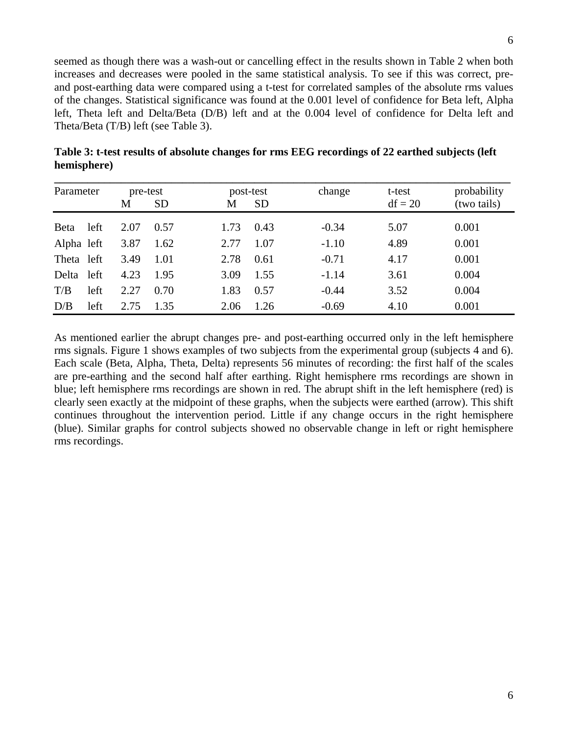seemed as though there was a wash-out or cancelling effect in the results shown in Table 2 when both increases and decreases were pooled in the same statistical analysis. To see if this was correct, pre- and post-earthing data were compared using a t-test for correlated samples of the absolute rms values of the changes. Statistical significance was found at the 0.001 level of confidence for Beta left, Alpha left, Theta left and Delta/Beta (D/B) left and at the 0.004 level of confidence for Delta left and Theta/Beta (T/B) left (see Table 3).

**Table 3: t-test results of absolute changes for rms EEG recordings of 22 earthed subjects (left hemisphere)**

| Parameter | | pre-test | | post-test | | change | t-test | probability |
|---|---|---|---|---|---|---|---|---|
| | | M | SD | M | SD | | df = 20 | (two tails) |
| Beta | left | 2.07 | 0.57 | 1.73 | 0.43 | -0.34 | 5.07 | 0.001 |
| Alpha | left | 3.87 | 1.62 | 2.77 | 1.07 | -1.10 | 4.89 | 0.001 |
| Theta | left | 3.49 | 1.01 | 2.78 | 0.61 | -0.71 | 4.17 | 0.001 |
| Delta | left | 4.23 | 1.95 | 3.09 | 1.55 | -1.14 | 3.61 | 0.004 |
| T/B | left | 2.27 | 0.70 | 1.83 | 0.57 | -0.44 | 3.52 | 0.004 |
| D/B | left | 2.75 | 1.35 | 2.06 | 1.26 | -0.69 | 4.10 | 0.001 |

As mentioned earlier the abrupt changes pre- and post-earthing occurred only in the left hemisphere rms signals. Figure 1 shows examples of two subjects from the experimental group (subjects 4 and 6). Each scale (Beta, Alpha, Theta, Delta) represents 56 minutes of recording: the first half of the scales are pre-earthing and the second half after earthing. Right hemisphere rms recordings are shown in blue; left hemisphere rms recordings are shown in red. The abrupt shift in the left hemisphere (red) is clearly seen exactly at the midpoint of these graphs, when the subjects were earthed (arrow). This shift continues throughout the intervention period. Little if any change occurs in the right hemisphere (blue). Similar graphs for control subjects showed no observable change in left or right hemisphere rms recordings.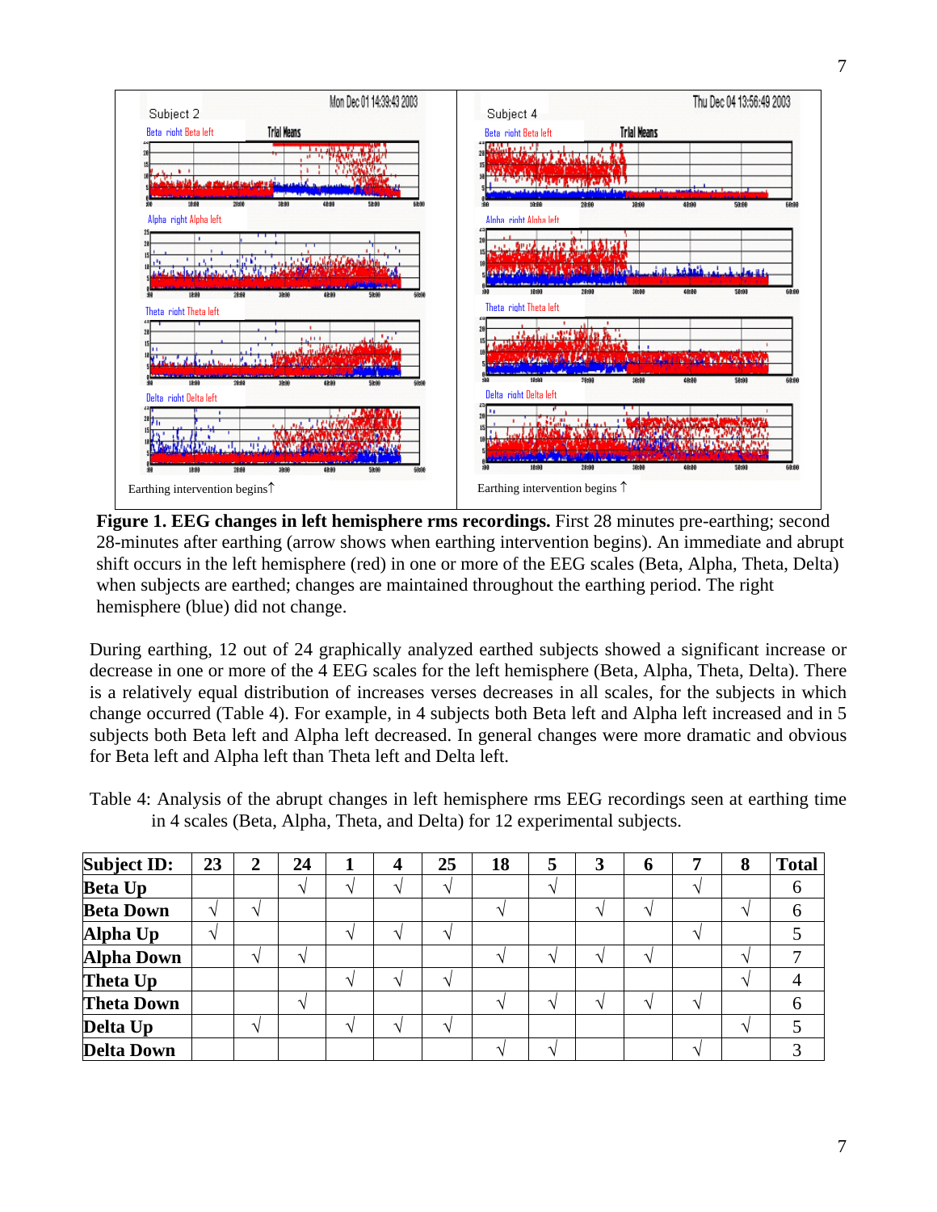**Figure 1. EEG changes in left hemisphere rms recordings.** First 28 minutes pre-earthing; second 28-minutes after earthing (arrow shows when earthing intervention begins). An immediate and abrupt shift occurs in the left hemisphere (red) in one or more of the EEG scales (Beta, Alpha, Theta, Delta) when subjects are earthed; changes are maintained throughout the earthing period. The right hemisphere (blue) did not change.

During earthing, 12 out of 24 graphically analyzed earthed subjects showed a significant increase or decrease in one or more of the 4 EEG scales for the left hemisphere (Beta, Alpha, Theta, Delta). There is a relatively equal distribution of increases verses decreases in all scales, for the subjects in which change occurred (Table 4). For example, in 4 subjects both Beta left and Alpha left increased and in 5 subjects both Beta left and Alpha left decreased. In general changes were more dramatic and obvious for Beta left and Alpha left than Theta left and Delta left.

Table 4: Analysis of the abrupt changes in left hemisphere rms EEG recordings seen at earthing time in 4 scales (Beta, Alpha, Theta, and Delta) for 12 experimental subjects.

| **Subject ID:** | **23** | **2** | **24** | **1** | **4** | **25** | **18** | **5** | **3** | **6** | **7** | **8** | **Total** |
|---|---|---|---|---|---|---|---|---|---|---|---|---|---|
| **Beta Up** | | | √ | √ | √ | √ | | √ | | | √ | | 6 |
| **Beta Down** | √ | √ | | | | | √ | | √ | √ | | √ | 6 |
| **Alpha Up** | √ | | | √ | √ | √ | | | | | √ | | 5 |
| **Alpha Down** | | √ | √ | | | | √ | √ | √ | √ | | √ | 7 |
| **Theta Up** | | | | √ | √ | √ | | | | | | √ | 4 |
| **Theta Down** | | | √ | | | | √ | √ | √ | √ | √ | | 6 |
| **Delta Up** | | √ | | √ | √ | √ | | | | | | √ | 5 |
| **Delta Down** | | | | | | | √ | √ | | | √ | | 3 |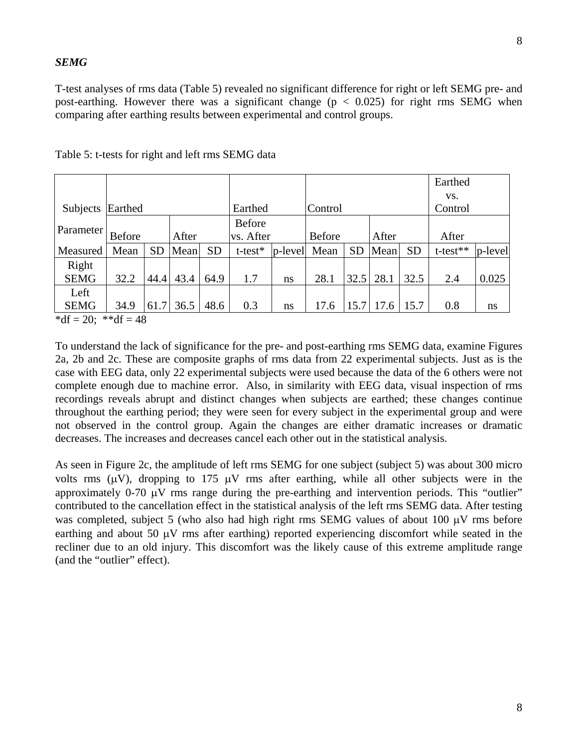***SEMG***

T-test analyses of rms data (Table 5) revealed no significant difference for right or left SEMG pre- and post-earthing. However there was a significant change ($p < 0.025$) for right rms SEMG when comparing after earthing results between experimental and control groups.

Table 5: t-tests for right and left rms SEMG data

| Subjects | Earthed | | | | Earthed | | Control | | | | Earthed vs. Control | |
|---|---|---|---|---|---|---|---|---|---|---|---|---|
| Parameter | Before | | After | | Before vs. After | | Before | | After | | After | |
| Measured | Mean | SD | Mean | SD | t-test* | p-level | Mean | SD | Mean | SD | t-test** | p-level |
| Right SEMG | 32.2 | 44.4 | 43.4 | 64.9 | 1.7 | ns | 28.1 | 32.5 | 28.1 | 32.5 | 2.4 | 0.025 |
| Left SEMG | 34.9 | 61.7 | 36.5 | 48.6 | 0.3 | ns | 17.6 | 15.7 | 17.6 | 15.7 | 0.8 | ns |

*df = 20;  **df = 48

To understand the lack of significance for the pre- and post-earthing rms SEMG data, examine Figures 2a, 2b and 2c. These are composite graphs of rms data from 22 experimental subjects. Just as is the case with EEG data, only 22 experimental subjects were used because the data of the 6 others were not complete enough due to machine error. Also, in similarity with EEG data, visual inspection of rms recordings reveals abrupt and distinct changes when subjects are earthed; these changes continue throughout the earthing period; they were seen for every subject in the experimental group and were not observed in the control group. Again the changes are either dramatic increases or dramatic decreases. The increases and decreases cancel each other out in the statistical analysis.

As seen in Figure 2c, the amplitude of left rms SEMG for one subject (subject 5) was about 300 micro volts rms ($\mu$V), dropping to 175 $\mu$V rms after earthing, while all other subjects were in the approximately 0-70 $\mu$V rms range during the pre-earthing and intervention periods. This "outlier" contributed to the cancellation effect in the statistical analysis of the left rms SEMG data. After testing was completed, subject 5 (who also had high right rms SEMG values of about 100 $\mu$V rms before earthing and about 50 $\mu$V rms after earthing) reported experiencing discomfort while seated in the recliner due to an old injury. This discomfort was the likely cause of this extreme amplitude range (and the "outlier" effect).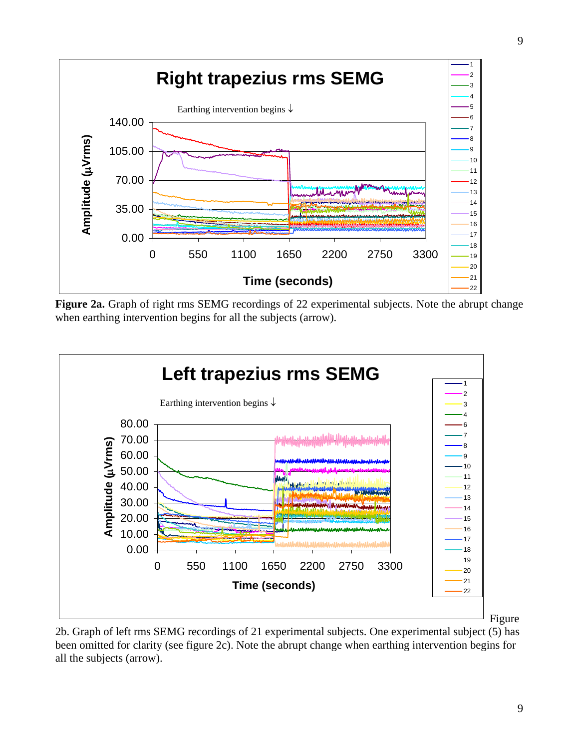**Figure 2a.** Graph of right rms SEMG recordings of 22 experimental subjects. Note the abrupt change when earthing intervention begins for all the subjects (arrow).

Figure 2b. Graph of left rms SEMG recordings of 21 experimental subjects. One experimental subject (5) has been omitted for clarity (see figure 2c). Note the abrupt change when earthing intervention begins for all the subjects (arrow).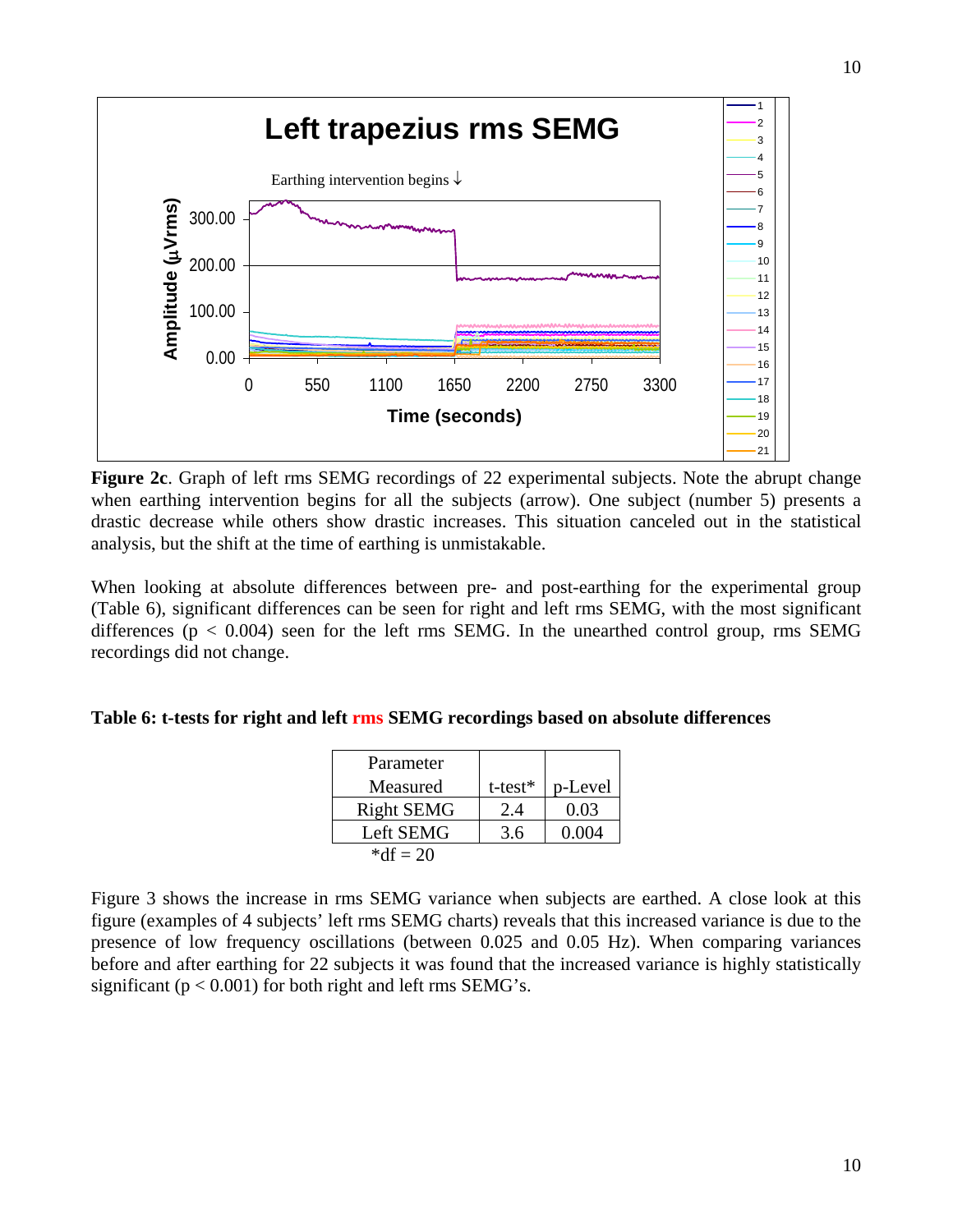**Figure 2c**. Graph of left rms SEMG recordings of 22 experimental subjects. Note the abrupt change when earthing intervention begins for all the subjects (arrow). One subject (number 5) presents a drastic decrease while others show drastic increases. This situation canceled out in the statistical analysis, but the shift at the time of earthing is unmistakable.

When looking at absolute differences between pre- and post-earthing for the experimental group (Table 6), significant differences can be seen for right and left rms SEMG, with the most significant differences ($p < 0.004$) seen for the left rms SEMG. In the unearthed control group, rms SEMG recordings did not change.

**Table 6: t-tests for right and left rms SEMG recordings based on absolute differences**

| Parameter Measured | t-test* | p-Level |
|---|---|---|
| Right SEMG | 2.4 | 0.03 |
| Left SEMG | 3.6 | 0.004 |

*df = 20

Figure 3 shows the increase in rms SEMG variance when subjects are earthed. A close look at this figure (examples of 4 subjects' left rms SEMG charts) reveals that this increased variance is due to the presence of low frequency oscillations (between 0.025 and 0.05 Hz). When comparing variances before and after earthing for 22 subjects it was found that the increased variance is highly statistically significant ($p < 0.001$) for both right and left rms SEMG's.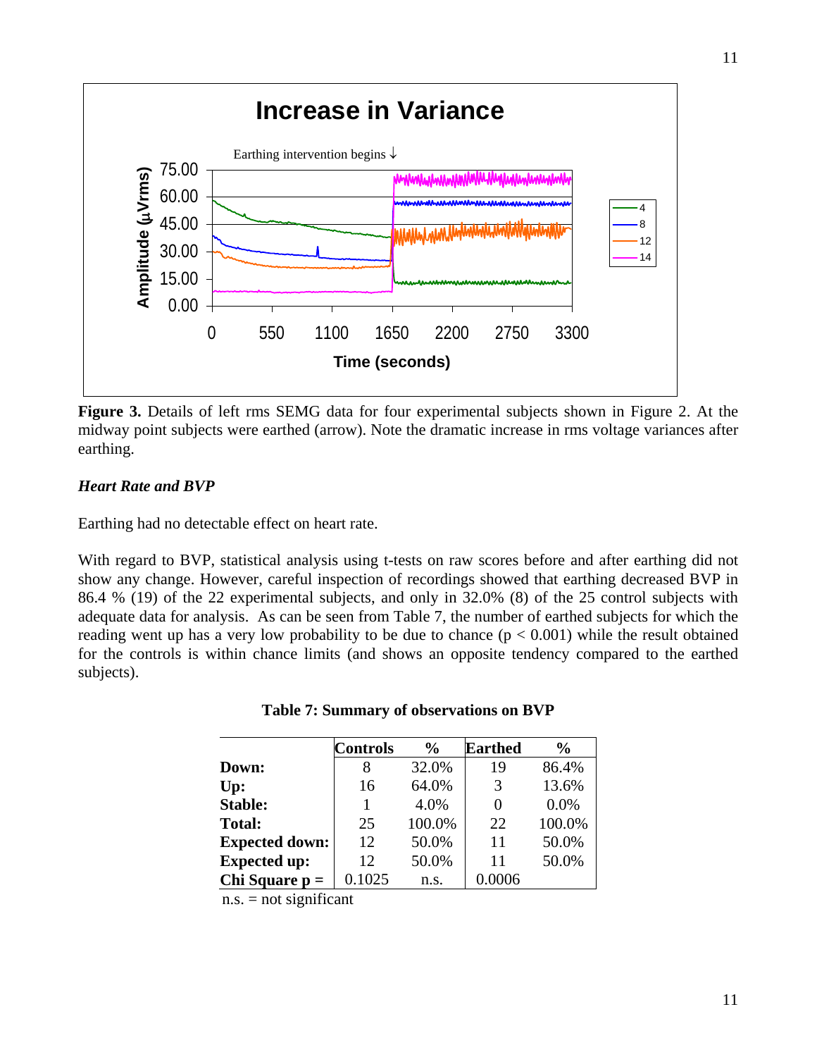**Figure 3.** Details of left rms SEMG data for four experimental subjects shown in Figure 2. At the midway point subjects were earthed (arrow). Note the dramatic increase in rms voltage variances after earthing.

### *Heart Rate and BVP*

Earthing had no detectable effect on heart rate.

With regard to BVP, statistical analysis using t-tests on raw scores before and after earthing did not show any change. However, careful inspection of recordings showed that earthing decreased BVP in 86.4 % (19) of the 22 experimental subjects, and only in 32.0% (8) of the 25 control subjects with adequate data for analysis. As can be seen from Table 7, the number of earthed subjects for which the reading went up has a very low probability to be due to chance ($p < 0.001$) while the result obtained for the controls is within chance limits (and shows an opposite tendency compared to the earthed subjects).

**Table 7: Summary of observations on BVP**

| | Controls | % | Earthed | % |
|---|---|---|---|---|
| **Down:** | 8 | 32.0% | 19 | 86.4% |
| **Up:** | 16 | 64.0% | 3 | 13.6% |
| **Stable:** | 1 | 4.0% | 0 | 0.0% |
| **Total:** | 25 | 100.0% | 22 | 100.0% |
| **Expected down:** | 12 | 50.0% | 11 | 50.0% |
| **Expected up:** | 12 | 50.0% | 11 | 50.0% |
| **Chi Square p =** | 0.1025 | n.s. | 0.0006 | |

n.s. = not significant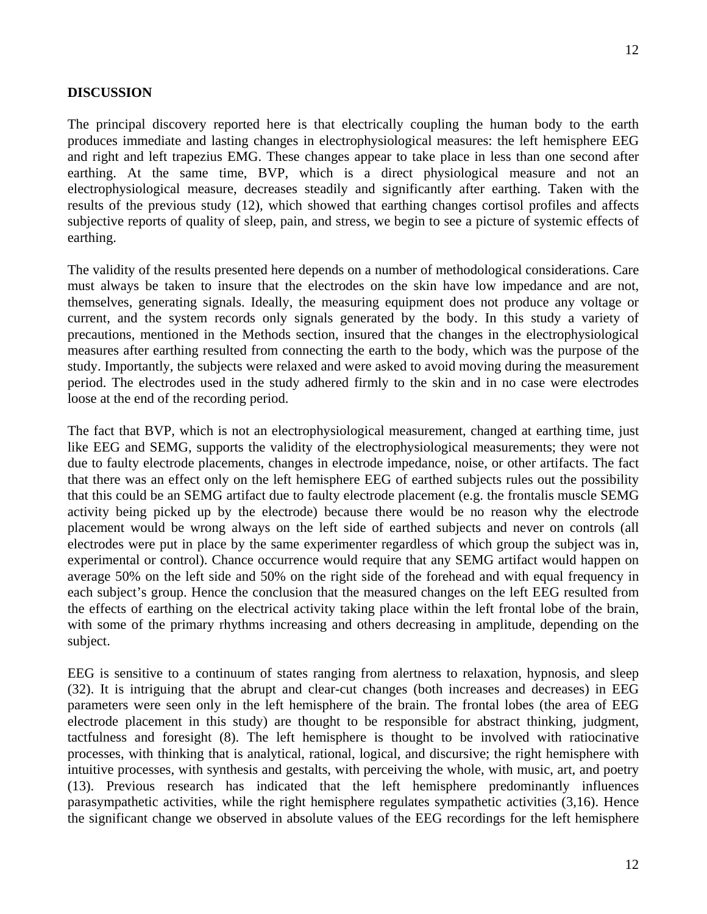## DISCUSSION

The principal discovery reported here is that electrically coupling the human body to the earth produces immediate and lasting changes in electrophysiological measures: the left hemisphere EEG and right and left trapezius EMG. These changes appear to take place in less than one second after earthing. At the same time, BVP, which is a direct physiological measure and not an electrophysiological measure, decreases steadily and significantly after earthing. Taken with the results of the previous study (12), which showed that earthing changes cortisol profiles and affects subjective reports of quality of sleep, pain, and stress, we begin to see a picture of systemic effects of earthing.

The validity of the results presented here depends on a number of methodological considerations. Care must always be taken to insure that the electrodes on the skin have low impedance and are not, themselves, generating signals. Ideally, the measuring equipment does not produce any voltage or current, and the system records only signals generated by the body. In this study a variety of precautions, mentioned in the Methods section, insured that the changes in the electrophysiological measures after earthing resulted from connecting the earth to the body, which was the purpose of the study. Importantly, the subjects were relaxed and were asked to avoid moving during the measurement period. The electrodes used in the study adhered firmly to the skin and in no case were electrodes loose at the end of the recording period.

The fact that BVP, which is not an electrophysiological measurement, changed at earthing time, just like EEG and SEMG, supports the validity of the electrophysiological measurements; they were not due to faulty electrode placements, changes in electrode impedance, noise, or other artifacts. The fact that there was an effect only on the left hemisphere EEG of earthed subjects rules out the possibility that this could be an SEMG artifact due to faulty electrode placement (e.g. the frontalis muscle SEMG activity being picked up by the electrode) because there would be no reason why the electrode placement would be wrong always on the left side of earthed subjects and never on controls (all electrodes were put in place by the same experimenter regardless of which group the subject was in, experimental or control). Chance occurrence would require that any SEMG artifact would happen on average 50% on the left side and 50% on the right side of the forehead and with equal frequency in each subject's group. Hence the conclusion that the measured changes on the left EEG resulted from the effects of earthing on the electrical activity taking place within the left frontal lobe of the brain, with some of the primary rhythms increasing and others decreasing in amplitude, depending on the subject.

EEG is sensitive to a continuum of states ranging from alertness to relaxation, hypnosis, and sleep (32). It is intriguing that the abrupt and clear-cut changes (both increases and decreases) in EEG parameters were seen only in the left hemisphere of the brain. The frontal lobes (the area of EEG electrode placement in this study) are thought to be responsible for abstract thinking, judgment, tactfulness and foresight (8). The left hemisphere is thought to be involved with ratiocinative processes, with thinking that is analytical, rational, logical, and discursive; the right hemisphere with intuitive processes, with synthesis and gestalts, with perceiving the whole, with music, art, and poetry (13). Previous research has indicated that the left hemisphere predominantly influences parasympathetic activities, while the right hemisphere regulates sympathetic activities (3,16). Hence the significant change we observed in absolute values of the EEG recordings for the left hemisphere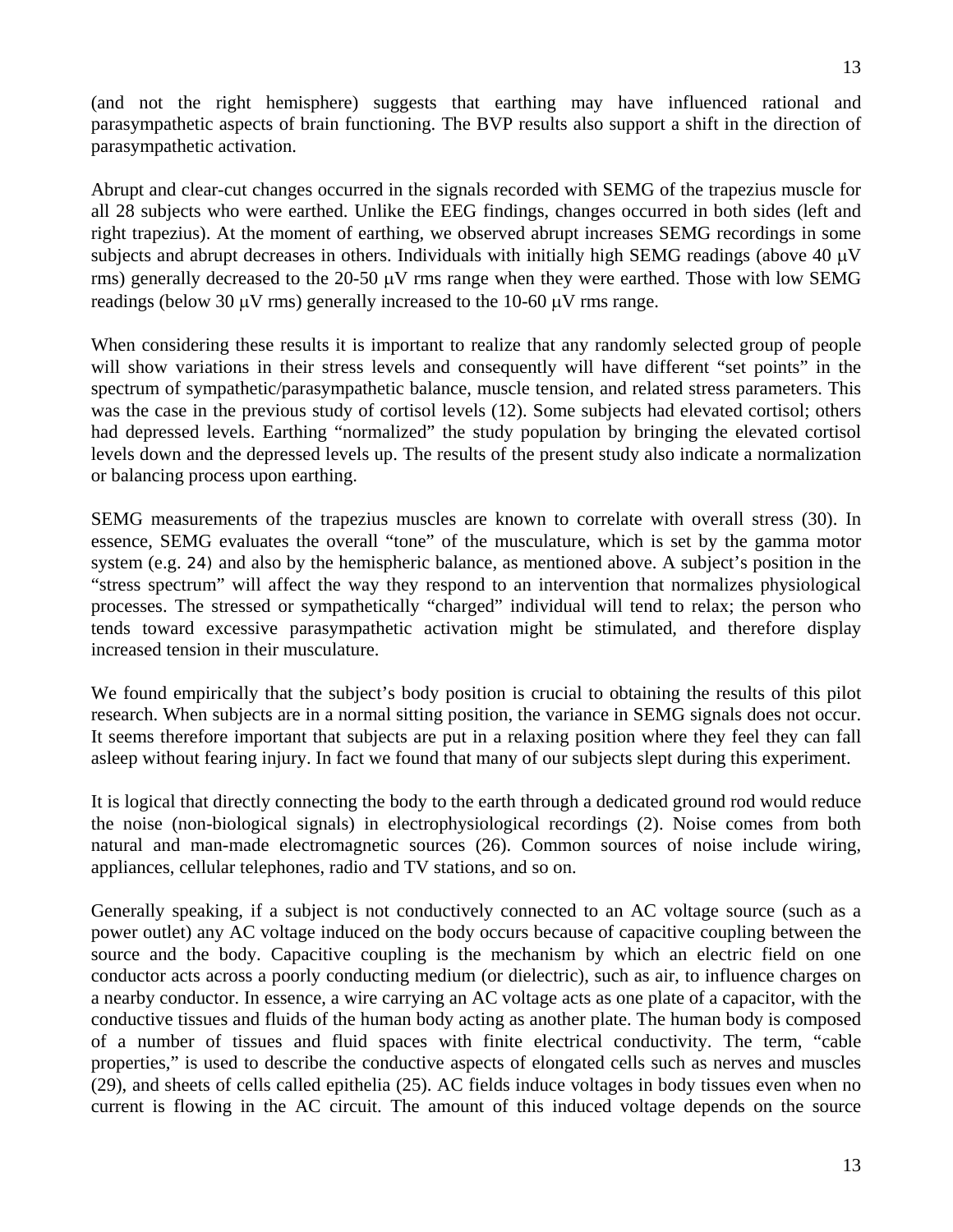(and not the right hemisphere) suggests that earthing may have influenced rational and parasympathetic aspects of brain functioning. The BVP results also support a shift in the direction of parasympathetic activation.

Abrupt and clear-cut changes occurred in the signals recorded with SEMG of the trapezius muscle for all 28 subjects who were earthed. Unlike the EEG findings, changes occurred in both sides (left and right trapezius). At the moment of earthing, we observed abrupt increases SEMG recordings in some subjects and abrupt decreases in others. Individuals with initially high SEMG readings (above 40 μV rms) generally decreased to the 20-50 μV rms range when they were earthed. Those with low SEMG readings (below 30 μV rms) generally increased to the 10-60 μV rms range.

When considering these results it is important to realize that any randomly selected group of people will show variations in their stress levels and consequently will have different "set points" in the spectrum of sympathetic/parasympathetic balance, muscle tension, and related stress parameters. This was the case in the previous study of cortisol levels (12). Some subjects had elevated cortisol; others had depressed levels. Earthing "normalized" the study population by bringing the elevated cortisol levels down and the depressed levels up. The results of the present study also indicate a normalization or balancing process upon earthing.

SEMG measurements of the trapezius muscles are known to correlate with overall stress (30). In essence, SEMG evaluates the overall "tone" of the musculature, which is set by the gamma motor system (e.g. 24) and also by the hemispheric balance, as mentioned above. A subject's position in the "stress spectrum" will affect the way they respond to an intervention that normalizes physiological processes. The stressed or sympathetically "charged" individual will tend to relax; the person who tends toward excessive parasympathetic activation might be stimulated, and therefore display increased tension in their musculature.

We found empirically that the subject's body position is crucial to obtaining the results of this pilot research. When subjects are in a normal sitting position, the variance in SEMG signals does not occur. It seems therefore important that subjects are put in a relaxing position where they feel they can fall asleep without fearing injury. In fact we found that many of our subjects slept during this experiment.

It is logical that directly connecting the body to the earth through a dedicated ground rod would reduce the noise (non-biological signals) in electrophysiological recordings (2). Noise comes from both natural and man-made electromagnetic sources (26). Common sources of noise include wiring, appliances, cellular telephones, radio and TV stations, and so on.

Generally speaking, if a subject is not conductively connected to an AC voltage source (such as a power outlet) any AC voltage induced on the body occurs because of capacitive coupling between the source and the body. Capacitive coupling is the mechanism by which an electric field on one conductor acts across a poorly conducting medium (or dielectric), such as air, to influence charges on a nearby conductor. In essence, a wire carrying an AC voltage acts as one plate of a capacitor, with the conductive tissues and fluids of the human body acting as another plate. The human body is composed of a number of tissues and fluid spaces with finite electrical conductivity. The term, "cable properties," is used to describe the conductive aspects of elongated cells such as nerves and muscles (29), and sheets of cells called epithelia (25). AC fields induce voltages in body tissues even when no current is flowing in the AC circuit. The amount of this induced voltage depends on the source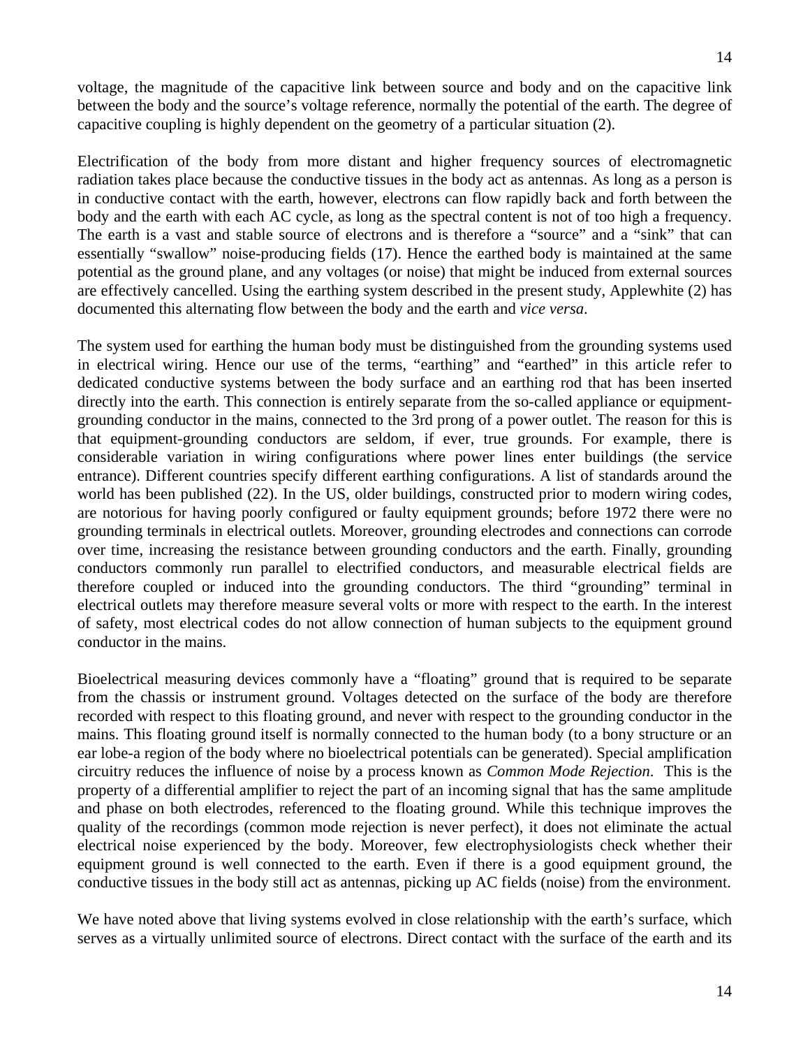voltage, the magnitude of the capacitive link between source and body and on the capacitive link between the body and the source's voltage reference, normally the potential of the earth. The degree of capacitive coupling is highly dependent on the geometry of a particular situation (2).

Electrification of the body from more distant and higher frequency sources of electromagnetic radiation takes place because the conductive tissues in the body act as antennas. As long as a person is in conductive contact with the earth, however, electrons can flow rapidly back and forth between the body and the earth with each AC cycle, as long as the spectral content is not of too high a frequency. The earth is a vast and stable source of electrons and is therefore a "source" and a "sink" that can essentially "swallow" noise-producing fields (17). Hence the earthed body is maintained at the same potential as the ground plane, and any voltages (or noise) that might be induced from external sources are effectively cancelled. Using the earthing system described in the present study, Applewhite (2) has documented this alternating flow between the body and the earth and *vice versa*.

The system used for earthing the human body must be distinguished from the grounding systems used in electrical wiring. Hence our use of the terms, "earthing" and "earthed" in this article refer to dedicated conductive systems between the body surface and an earthing rod that has been inserted directly into the earth. This connection is entirely separate from the so-called appliance or equipment-grounding conductor in the mains, connected to the 3rd prong of a power outlet. The reason for this is that equipment-grounding conductors are seldom, if ever, true grounds. For example, there is considerable variation in wiring configurations where power lines enter buildings (the service entrance). Different countries specify different earthing configurations. A list of standards around the world has been published (22). In the US, older buildings, constructed prior to modern wiring codes, are notorious for having poorly configured or faulty equipment grounds; before 1972 there were no grounding terminals in electrical outlets. Moreover, grounding electrodes and connections can corrode over time, increasing the resistance between grounding conductors and the earth. Finally, grounding conductors commonly run parallel to electrified conductors, and measurable electrical fields are therefore coupled or induced into the grounding conductors. The third "grounding" terminal in electrical outlets may therefore measure several volts or more with respect to the earth. In the interest of safety, most electrical codes do not allow connection of human subjects to the equipment ground conductor in the mains.

Bioelectrical measuring devices commonly have a "floating" ground that is required to be separate from the chassis or instrument ground. Voltages detected on the surface of the body are therefore recorded with respect to this floating ground, and never with respect to the grounding conductor in the mains. This floating ground itself is normally connected to the human body (to a bony structure or an ear lobe-a region of the body where no bioelectrical potentials can be generated). Special amplification circuitry reduces the influence of noise by a process known as *Common Mode Rejection*. This is the property of a differential amplifier to reject the part of an incoming signal that has the same amplitude and phase on both electrodes, referenced to the floating ground. While this technique improves the quality of the recordings (common mode rejection is never perfect), it does not eliminate the actual electrical noise experienced by the body. Moreover, few electrophysiologists check whether their equipment ground is well connected to the earth. Even if there is a good equipment ground, the conductive tissues in the body still act as antennas, picking up AC fields (noise) from the environment.

We have noted above that living systems evolved in close relationship with the earth's surface, which serves as a virtually unlimited source of electrons. Direct contact with the surface of the earth and its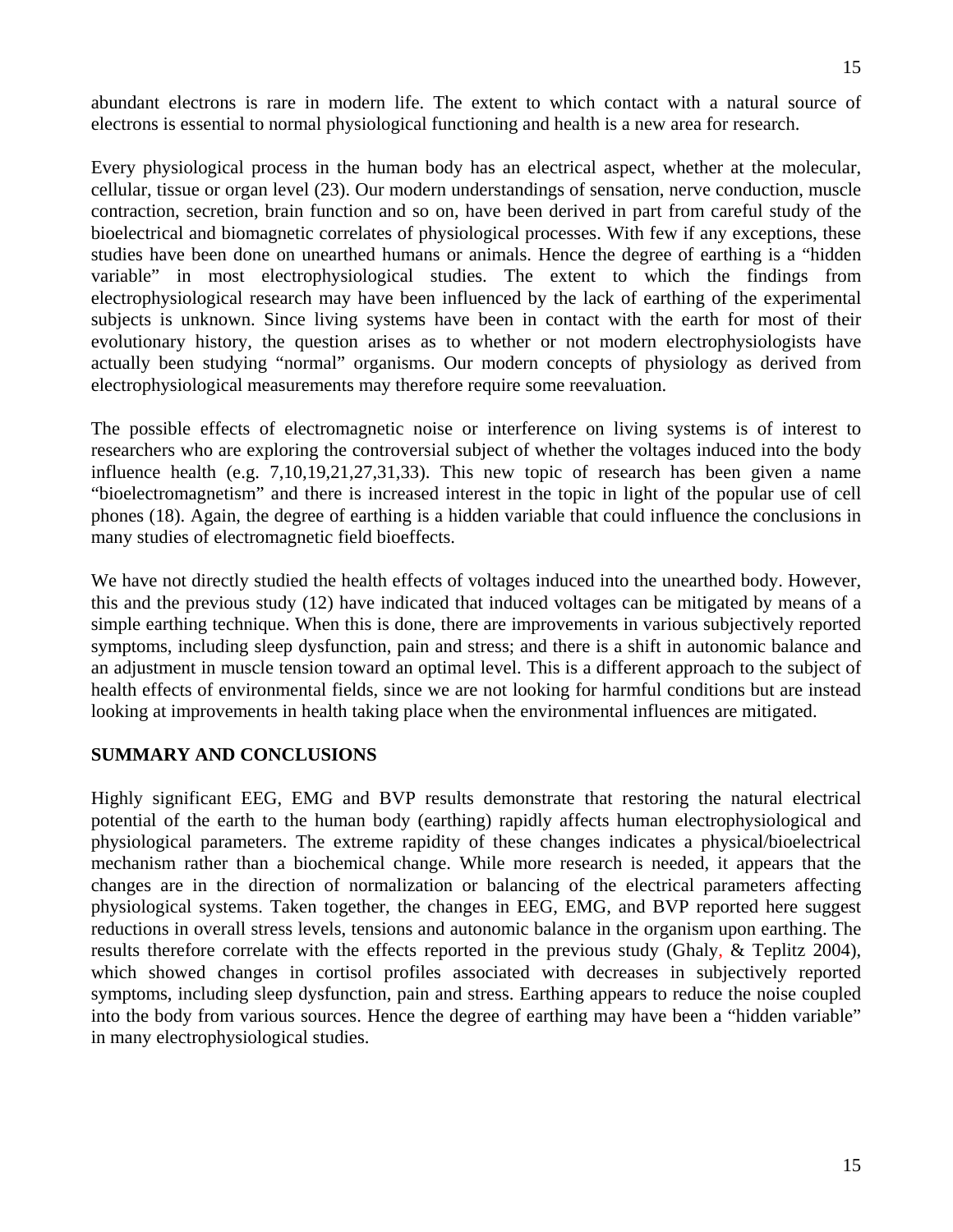abundant electrons is rare in modern life. The extent to which contact with a natural source of electrons is essential to normal physiological functioning and health is a new area for research.

Every physiological process in the human body has an electrical aspect, whether at the molecular, cellular, tissue or organ level (23). Our modern understandings of sensation, nerve conduction, muscle contraction, secretion, brain function and so on, have been derived in part from careful study of the bioelectrical and biomagnetic correlates of physiological processes. With few if any exceptions, these studies have been done on unearthed humans or animals. Hence the degree of earthing is a "hidden variable" in most electrophysiological studies. The extent to which the findings from electrophysiological research may have been influenced by the lack of earthing of the experimental subjects is unknown. Since living systems have been in contact with the earth for most of their evolutionary history, the question arises as to whether or not modern electrophysiologists have actually been studying "normal" organisms. Our modern concepts of physiology as derived from electrophysiological measurements may therefore require some reevaluation.

The possible effects of electromagnetic noise or interference on living systems is of interest to researchers who are exploring the controversial subject of whether the voltages induced into the body influence health (e.g. 7,10,19,21,27,31,33). This new topic of research has been given a name "bioelectromagnetism" and there is increased interest in the topic in light of the popular use of cell phones (18). Again, the degree of earthing is a hidden variable that could influence the conclusions in many studies of electromagnetic field bioeffects.

We have not directly studied the health effects of voltages induced into the unearthed body. However, this and the previous study (12) have indicated that induced voltages can be mitigated by means of a simple earthing technique. When this is done, there are improvements in various subjectively reported symptoms, including sleep dysfunction, pain and stress; and there is a shift in autonomic balance and an adjustment in muscle tension toward an optimal level. This is a different approach to the subject of health effects of environmental fields, since we are not looking for harmful conditions but are instead looking at improvements in health taking place when the environmental influences are mitigated.

## SUMMARY AND CONCLUSIONS

Highly significant EEG, EMG and BVP results demonstrate that restoring the natural electrical potential of the earth to the human body (earthing) rapidly affects human electrophysiological and physiological parameters. The extreme rapidity of these changes indicates a physical/bioelectrical mechanism rather than a biochemical change. While more research is needed, it appears that the changes are in the direction of normalization or balancing of the electrical parameters affecting physiological systems. Taken together, the changes in EEG, EMG, and BVP reported here suggest reductions in overall stress levels, tensions and autonomic balance in the organism upon earthing. The results therefore correlate with the effects reported in the previous study (Ghaly, & Teplitz 2004), which showed changes in cortisol profiles associated with decreases in subjectively reported symptoms, including sleep dysfunction, pain and stress. Earthing appears to reduce the noise coupled into the body from various sources. Hence the degree of earthing may have been a "hidden variable" in many electrophysiological studies.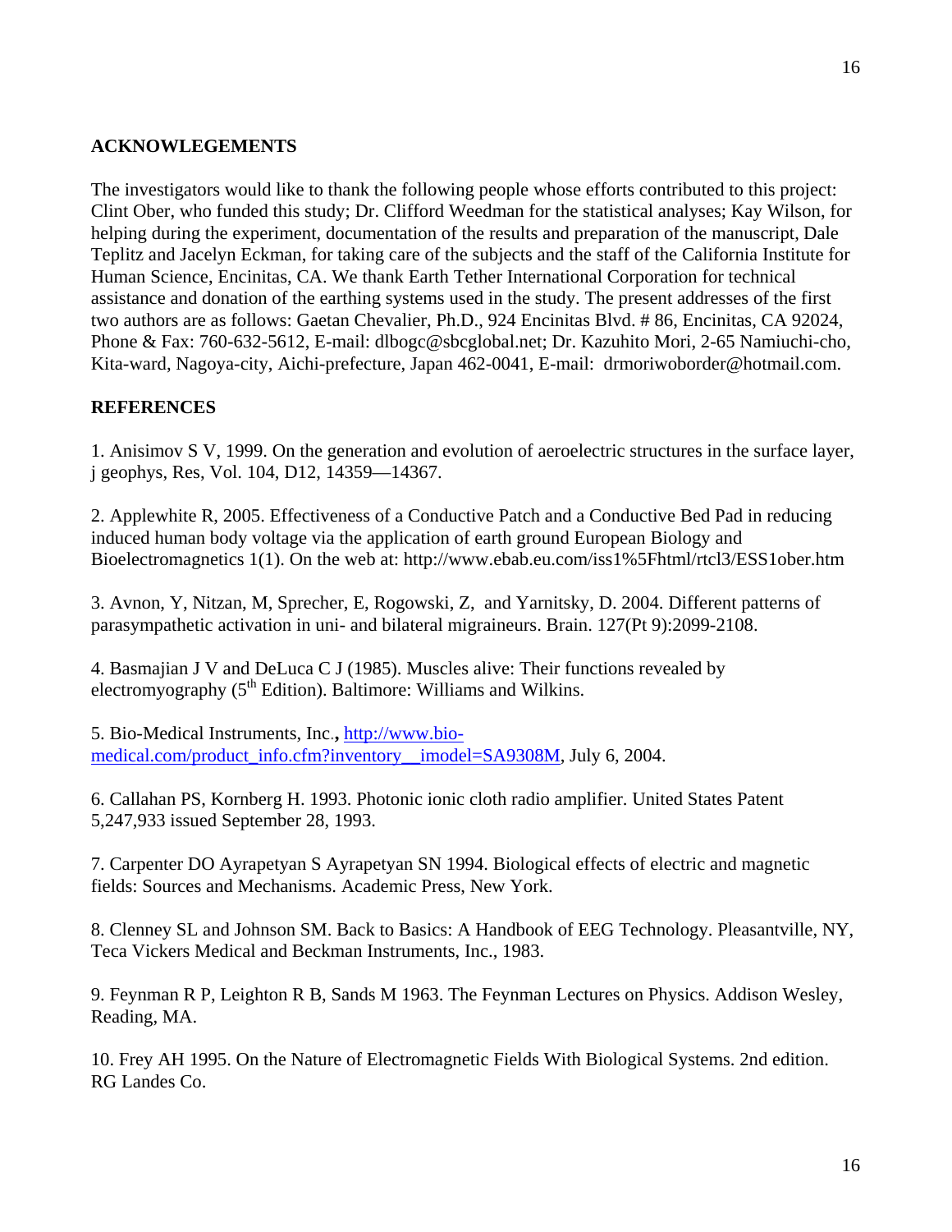## ACKNOWLEGEMENTS

The investigators would like to thank the following people whose efforts contributed to this project: Clint Ober, who funded this study; Dr. Clifford Weedman for the statistical analyses; Kay Wilson, for helping during the experiment, documentation of the results and preparation of the manuscript, Dale Teplitz and Jacelyn Eckman, for taking care of the subjects and the staff of the California Institute for Human Science, Encinitas, CA. We thank Earth Tether International Corporation for technical assistance and donation of the earthing systems used in the study. The present addresses of the first two authors are as follows: Gaetan Chevalier, Ph.D., 924 Encinitas Blvd. # 86, Encinitas, CA 92024, Phone & Fax: 760-632-5612, E-mail: dlbogc@sbcglobal.net; Dr. Kazuhito Mori, 2-65 Namiuchi-cho, Kita-ward, Nagoya-city, Aichi-prefecture, Japan 462-0041, E-mail: drmoriwoborder@hotmail.com.

## REFERENCES

1. Anisimov S V, 1999. On the generation and evolution of aeroelectric structures in the surface layer, j geophys, Res, Vol. 104, D12, 14359—14367.

2. Applewhite R, 2005. Effectiveness of a Conductive Patch and a Conductive Bed Pad in reducing induced human body voltage via the application of earth ground European Biology and Bioelectromagnetics 1(1). On the web at: http://www.ebab.eu.com/iss1%5Fhtml/rtcl3/ESS1ober.htm

3. Avnon, Y, Nitzan, M, Sprecher, E, Rogowski, Z, and Yarnitsky, D. 2004. Different patterns of parasympathetic activation in uni- and bilateral migraineurs. Brain. 127(Pt 9):2099-2108.

4. Basmajian J V and DeLuca C J (1985). Muscles alive: Their functions revealed by electromyography (5th Edition). Baltimore: Williams and Wilkins.

5. Bio-Medical Instruments, Inc., http://www.bio-medical.com/product_info.cfm?inventory__imodel=SA9308M, July 6, 2004.

6. Callahan PS, Kornberg H. 1993. Photonic ionic cloth radio amplifier. United States Patent 5,247,933 issued September 28, 1993.

7. Carpenter DO Ayrapetyan S Ayrapetyan SN 1994. Biological effects of electric and magnetic fields: Sources and Mechanisms. Academic Press, New York.

8. Clenney SL and Johnson SM. Back to Basics: A Handbook of EEG Technology. Pleasantville, NY, Teca Vickers Medical and Beckman Instruments, Inc., 1983.

9. Feynman R P, Leighton R B, Sands M 1963. The Feynman Lectures on Physics. Addison Wesley, Reading, MA.

10. Frey AH 1995. On the Nature of Electromagnetic Fields With Biological Systems. 2nd edition. RG Landes Co.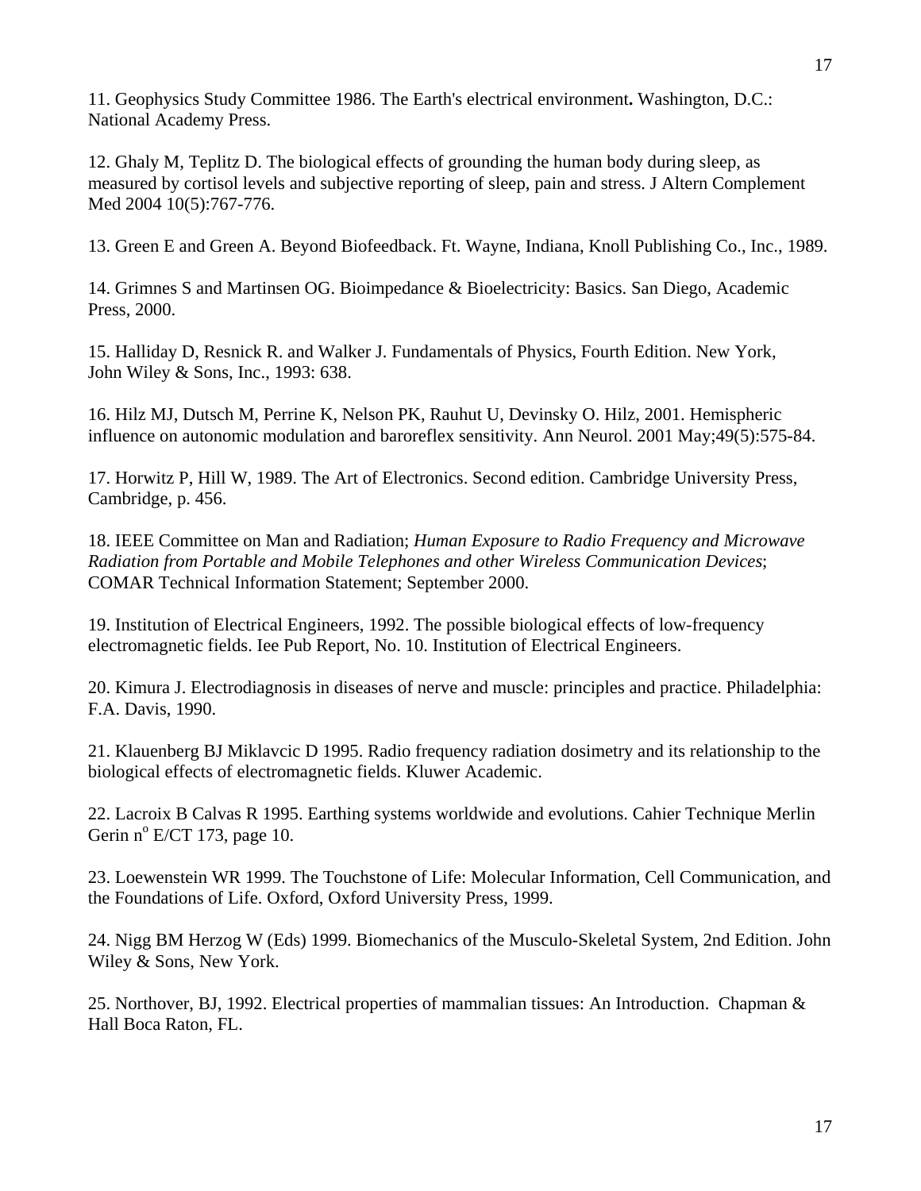11. Geophysics Study Committee 1986. The Earth's electrical environment**.** Washington, D.C.: National Academy Press.

12. Ghaly M, Teplitz D. The biological effects of grounding the human body during sleep, as measured by cortisol levels and subjective reporting of sleep, pain and stress. J Altern Complement Med 2004 10(5):767-776.

13. Green E and Green A. Beyond Biofeedback. Ft. Wayne, Indiana, Knoll Publishing Co., Inc., 1989.

14. Grimnes S and Martinsen OG. Bioimpedance & Bioelectricity: Basics. San Diego, Academic Press, 2000.

15. Halliday D, Resnick R. and Walker J. Fundamentals of Physics, Fourth Edition. New York, John Wiley & Sons, Inc., 1993: 638.

16. Hilz MJ, Dutsch M, Perrine K, Nelson PK, Rauhut U, Devinsky O. Hilz, 2001. Hemispheric influence on autonomic modulation and baroreflex sensitivity. Ann Neurol. 2001 May;49(5):575-84.

17. Horwitz P, Hill W, 1989. The Art of Electronics. Second edition. Cambridge University Press, Cambridge, p. 456.

18. IEEE Committee on Man and Radiation; *Human Exposure to Radio Frequency and Microwave Radiation from Portable and Mobile Telephones and other Wireless Communication Devices*; COMAR Technical Information Statement; September 2000.

19. Institution of Electrical Engineers, 1992. The possible biological effects of low-frequency electromagnetic fields. Iee Pub Report, No. 10. Institution of Electrical Engineers.

20. Kimura J. Electrodiagnosis in diseases of nerve and muscle: principles and practice. Philadelphia: F.A. Davis, 1990.

21. Klauenberg BJ Miklavcic D 1995. Radio frequency radiation dosimetry and its relationship to the biological effects of electromagnetic fields. Kluwer Academic.

22. Lacroix B Calvas R 1995. Earthing systems worldwide and evolutions. Cahier Technique Merlin Gerin n° E/CT 173, page 10.

23. Loewenstein WR 1999. The Touchstone of Life: Molecular Information, Cell Communication, and the Foundations of Life. Oxford, Oxford University Press, 1999.

24. Nigg BM Herzog W (Eds) 1999. Biomechanics of the Musculo-Skeletal System, 2nd Edition. John Wiley & Sons, New York.

25. Northover, BJ, 1992. Electrical properties of mammalian tissues: An Introduction. Chapman & Hall Boca Raton, FL.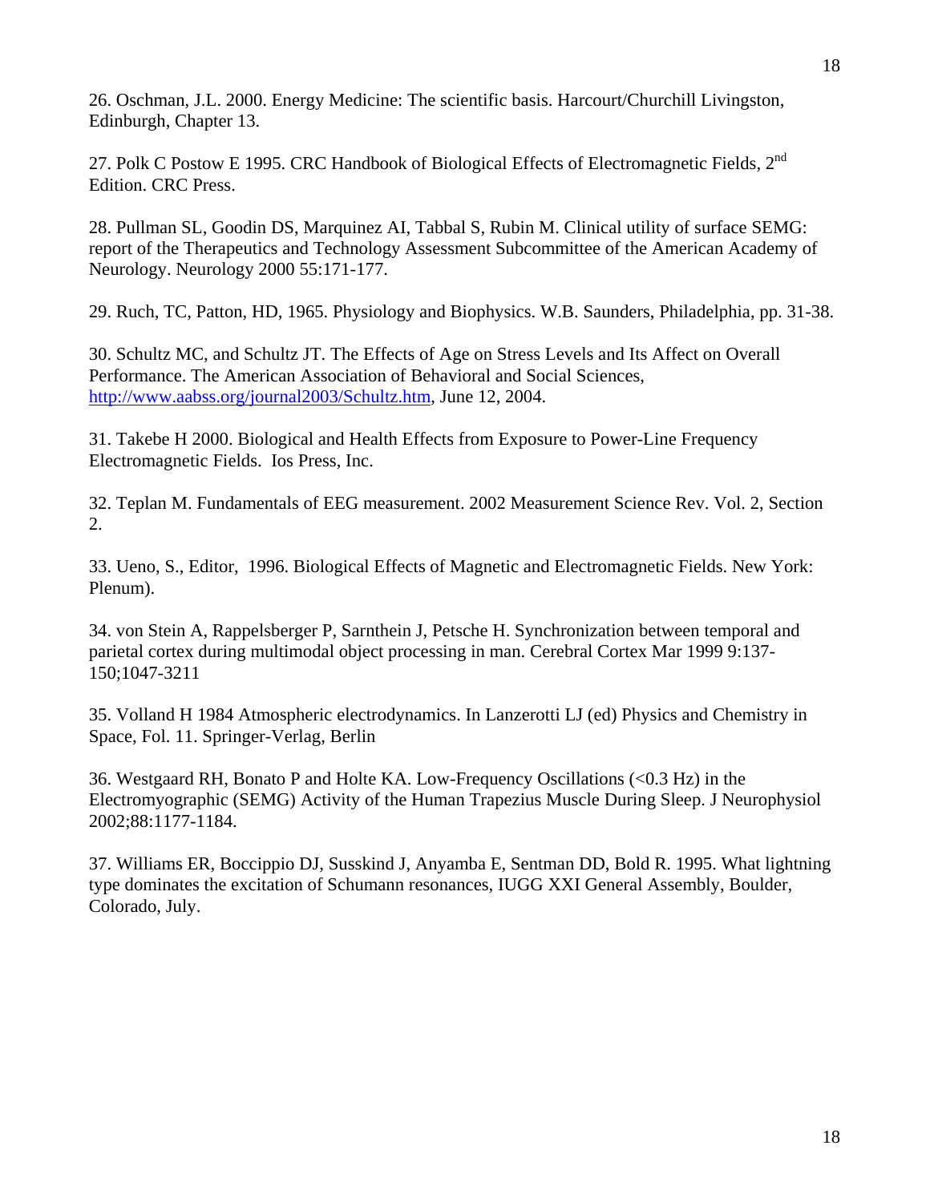26. Oschman, J.L. 2000. Energy Medicine: The scientific basis. Harcourt/Churchill Livingston, Edinburgh, Chapter 13.

27. Polk C Postow E 1995. CRC Handbook of Biological Effects of Electromagnetic Fields, 2nd Edition. CRC Press.

28. Pullman SL, Goodin DS, Marquinez AI, Tabbal S, Rubin M. Clinical utility of surface SEMG: report of the Therapeutics and Technology Assessment Subcommittee of the American Academy of Neurology. Neurology 2000 55:171-177.

29. Ruch, TC, Patton, HD, 1965. Physiology and Biophysics. W.B. Saunders, Philadelphia, pp. 31-38.

30. Schultz MC, and Schultz JT. The Effects of Age on Stress Levels and Its Affect on Overall Performance. The American Association of Behavioral and Social Sciences, http://www.aabss.org/journal2003/Schultz.htm, June 12, 2004.

31. Takebe H 2000. Biological and Health Effects from Exposure to Power-Line Frequency Electromagnetic Fields. Ios Press, Inc.

32. Teplan M. Fundamentals of EEG measurement. 2002 Measurement Science Rev. Vol. 2, Section 2.

33. Ueno, S., Editor, 1996. Biological Effects of Magnetic and Electromagnetic Fields. New York: Plenum).

34. von Stein A, Rappelsberger P, Sarnthein J, Petsche H. Synchronization between temporal and parietal cortex during multimodal object processing in man. Cerebral Cortex Mar 1999 9:137-150;1047-3211

35. Volland H 1984 Atmospheric electrodynamics. In Lanzerotti LJ (ed) Physics and Chemistry in Space, Fol. 11. Springer-Verlag, Berlin

36. Westgaard RH, Bonato P and Holte KA. Low-Frequency Oscillations (<0.3 Hz) in the Electromyographic (SEMG) Activity of the Human Trapezius Muscle During Sleep. J Neurophysiol 2002;88:1177-1184.

37. Williams ER, Boccippio DJ, Susskind J, Anyamba E, Sentman DD, Bold R. 1995. What lightning type dominates the excitation of Schumann resonances, IUGG XXI General Assembly, Boulder, Colorado, July.